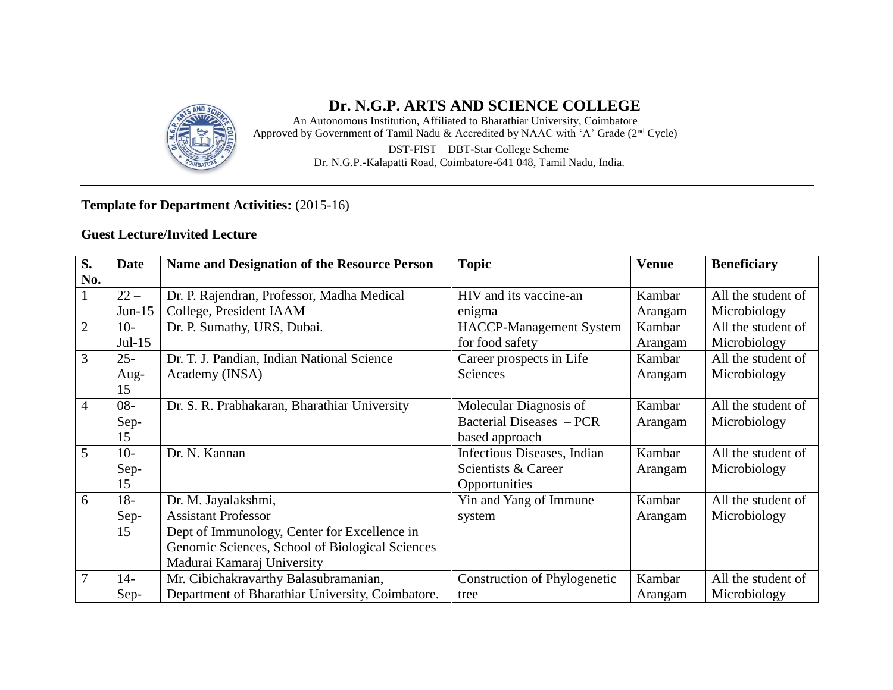# Dr. N.G.P. ARTS AND SCIENCE COLLEGE

An Autonomous Institution, Affiliated to Bharathiar University, Coimbatore
Approved by Government of Tamil Nadu & Accredited by NAAC with 'A' Grade (2nd Cycle)
DST-FIST DBT-Star College Scheme
Dr. N.G.P.-Kalapatti Road, Coimbatore-641 048, Tamil Nadu, India.

---

**Template for Department Activities:** (2015-16)

**Guest Lecture/Invited Lecture**

| S. No. | Date | Name and Designation of the Resource Person | Topic | Venue | Beneficiary |
|---|---|---|---|---|---|
| 1 | 22 – Jun-15 | Dr. P. Rajendran, Professor, Madha Medical College, President IAAM | HIV and its vaccine-an enigma | Kambar Arangam | All the student of Microbiology |
| 2 | 10-Jul-15 | Dr. P. Sumathy, URS, Dubai. | HACCP-Management System for food safety | Kambar Arangam | All the student of Microbiology |
| 3 | 25-Aug-15 | Dr. T. J. Pandian, Indian National Science Academy (INSA) | Career prospects in Life Sciences | Kambar Arangam | All the student of Microbiology |
| 4 | 08-Sep-15 | Dr. S. R. Prabhakaran, Bharathiar University | Molecular Diagnosis of Bacterial Diseases – PCR based approach | Kambar Arangam | All the student of Microbiology |
| 5 | 10-Sep-15 | Dr. N. Kannan | Infectious Diseases, Indian Scientists & Career Opportunities | Kambar Arangam | All the student of Microbiology |
| 6 | 18-Sep-15 | Dr. M. Jayalakshmi, Assistant Professor Dept of Immunology, Center for Excellence in Genomic Sciences, School of Biological Sciences Madurai Kamaraj University | Yin and Yang of Immune system | Kambar Arangam | All the student of Microbiology |
| 7 | 14-Sep- | Mr. Cibichakravarthy Balasubramanian, Department of Bharathiar University, Coimbatore. | Construction of Phylogenetic tree | Kambar Arangam | All the student of Microbiology |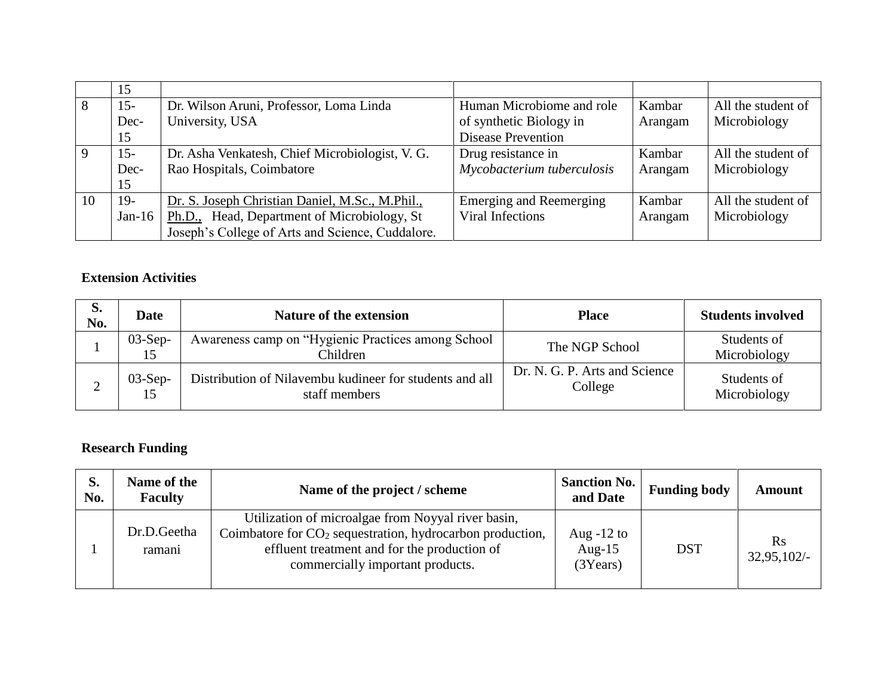| | | | | | |
|---|---|---|---|---|---|
| | 15 | | | | |
| 8 | 15-Dec-15 | Dr. Wilson Aruni, Professor, Loma Linda University, USA | Human Microbiome and role of synthetic Biology in Disease Prevention | Kambar Arangam | All the student of Microbiology |
| 9 | 15-Dec-15 | Dr. Asha Venkatesh, Chief Microbiologist, V. G. Rao Hospitals, Coimbatore | Drug resistance in *Mycobacterium tuberculosis* | Kambar Arangam | All the student of Microbiology |
| 10 | 19-Jan-16 | Dr. S. Joseph Christian Daniel, M.Sc., M.Phil., Ph.D., Head, Department of Microbiology, St Joseph's College of Arts and Science, Cuddalore. | Emerging and Reemerging Viral Infections | Kambar Arangam | All the student of Microbiology |

**Extension Activities**

| S. No. | Date | Nature of the extension | Place | Students involved |
|---|---|---|---|---|
| 1 | 03-Sep-15 | Awareness camp on "Hygienic Practices among School Children | The NGP School | Students of Microbiology |
| 2 | 03-Sep-15 | Distribution of Nilavembu kudineer for students and all staff members | Dr. N. G. P. Arts and Science College | Students of Microbiology |

**Research Funding**

| S. No. | Name of the Faculty | Name of the project / scheme | Sanction No. and Date | Funding body | Amount |
|---|---|---|---|---|---|
| 1 | Dr.D.Geetha ramani | Utilization of microalgae from Noyyal river basin, Coimbatore for $CO_2$ sequestration, hydrocarbon production, effluent treatment and for the production of commercially important products. | Aug -12 to Aug-15 (3Years) | DST | Rs 32,95,102/- |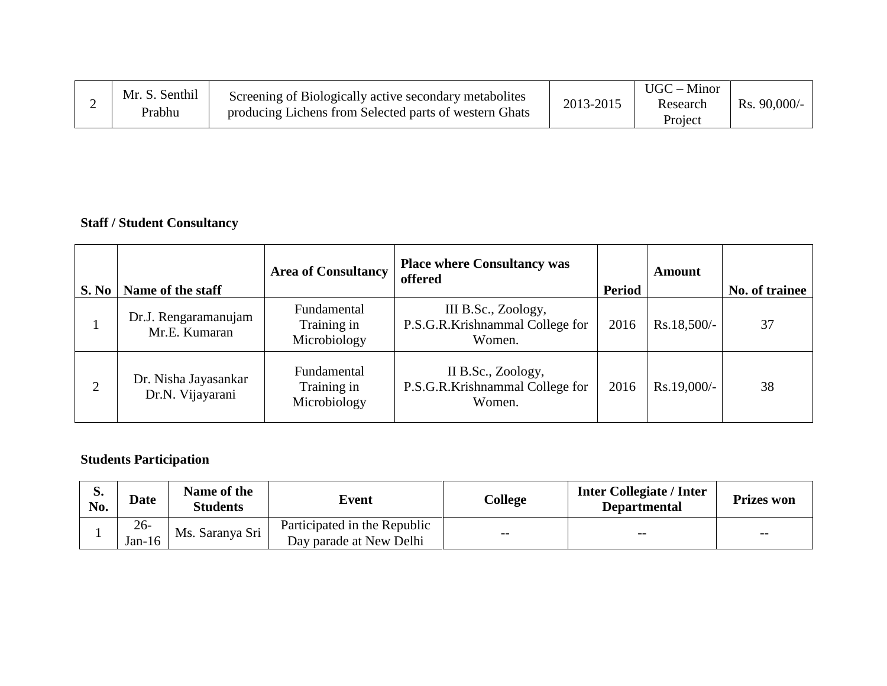| 2 | Mr. S. Senthil Prabhu | Screening of Biologically active secondary metabolites producing Lichens from Selected parts of western Ghats | 2013-2015 | UGC – Minor Research Project | Rs. 90,000/- |
|---|---|---|---|---|---|

**Staff / Student Consultancy**

| S. No | Name of the staff | Area of Consultancy | Place where Consultancy was offered | Period | Amount | No. of trainee |
|---|---|---|---|---|---|---|
| 1 | Dr.J. Rengaramanujam<br>Mr.E. Kumaran | Fundamental Training in Microbiology | III B.Sc., Zoology, P.S.G.R.Krishnammal College for Women. | 2016 | Rs.18,500/- | 37 |
| 2 | Dr. Nisha Jayasankar<br>Dr.N. Vijayarani | Fundamental Training in Microbiology | II B.Sc., Zoology, P.S.G.R.Krishnammal College for Women. | 2016 | Rs.19,000/- | 38 |

**Students Participation**

| S. No. | Date | Name of the Students | Event | College | Inter Collegiate / Inter Departmental | Prizes won |
|---|---|---|---|---|---|---|
| 1 | 26-Jan-16 | Ms. Saranya Sri | Participated in the Republic Day parade at New Delhi | -- | -- | -- |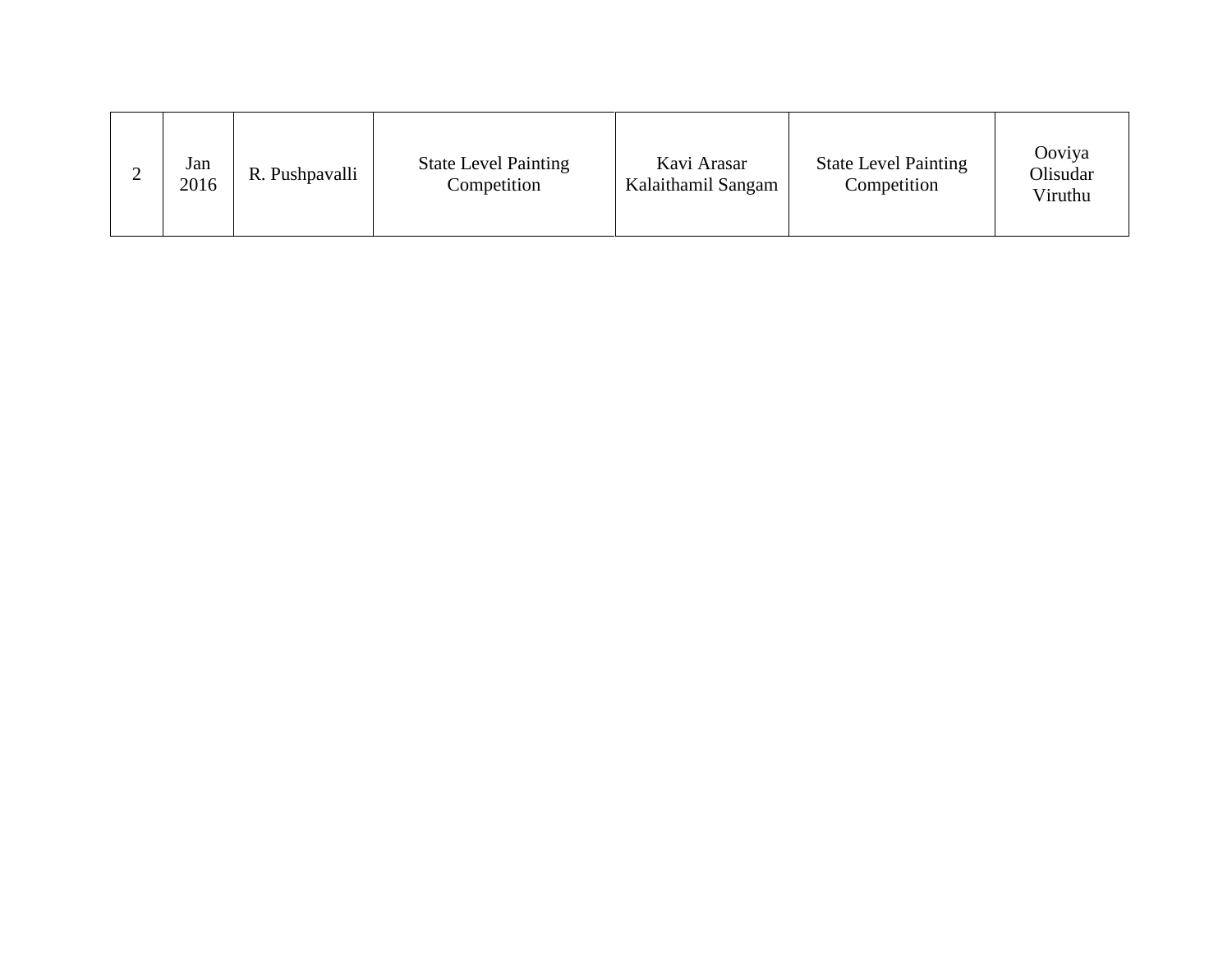| | | | | | | |
|---|---|---|---|---|---|---|
| 2 | Jan 2016 | R. Pushpavalli | State Level Painting Competition | Kavi Arasar Kalaithamil Sangam | State Level Painting Competition | Ooviya Olisudar Viruthu |